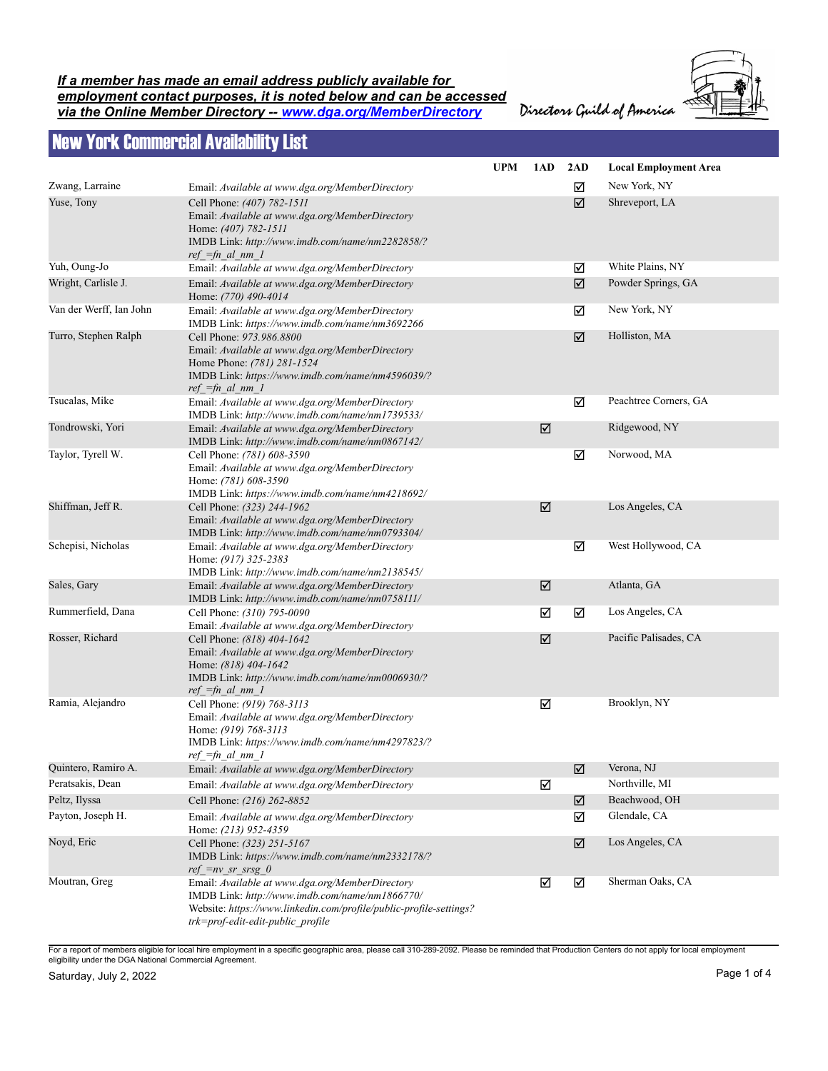***If a member has made an email address publicly available for employment contact purposes, it is noted below and can be accessed via the Online Member Directory -- [www.dga.org/MemberDirectory](http://www.dga.org/MemberDirectory)***

Directors Guild of America

# New York Commercial Availability List

| Name | Contact | UPM | 1AD | 2AD | Local Employment Area |
|---|---|---|---|---|---|
| Zwang, Larraine | Email: *Available at www.dga.org/MemberDirectory* | | | ☑ | New York, NY |
| Yuse, Tony | Cell Phone: *(407) 782-1511*<br>Email: *Available at www.dga.org/MemberDirectory*<br>Home: *(407) 782-1511*<br>IMDB Link: *http://www.imdb.com/name/nm2282858/?ref_=fn_al_nm_1* | | | ☑ | Shreveport, LA |
| Yuh, Oung-Jo | Email: *Available at www.dga.org/MemberDirectory* | | | ☑ | White Plains, NY |
| Wright, Carlisle J. | Email: *Available at www.dga.org/MemberDirectory*<br>Home: *(770) 490-4014* | | | ☑ | Powder Springs, GA |
| Van der Werff, Ian John | Email: *Available at www.dga.org/MemberDirectory*<br>IMDB Link: *https://www.imdb.com/name/nm3692266* | | | ☑ | New York, NY |
| Turro, Stephen Ralph | Cell Phone: *973.986.8800*<br>Email: *Available at www.dga.org/MemberDirectory*<br>Home Phone: *(781) 281-1524*<br>IMDB Link: *https://www.imdb.com/name/nm4596039/?ref_=fn_al_nm_1* | | | ☑ | Holliston, MA |
| Tsucalas, Mike | Email: *Available at www.dga.org/MemberDirectory*<br>IMDB Link: *http://www.imdb.com/name/nm1739533/* | | | ☑ | Peachtree Corners, GA |
| Tondrowski, Yori | Email: *Available at www.dga.org/MemberDirectory*<br>IMDB Link: *http://www.imdb.com/name/nm0867142/* | | ☑ | | Ridgewood, NY |
| Taylor, Tyrell W. | Cell Phone: *(781) 608-3590*<br>Email: *Available at www.dga.org/MemberDirectory*<br>Home: *(781) 608-3590*<br>IMDB Link: *https://www.imdb.com/name/nm4218692/* | | | ☑ | Norwood, MA |
| Shiffman, Jeff R. | Cell Phone: *(323) 244-1962*<br>Email: *Available at www.dga.org/MemberDirectory*<br>IMDB Link: *http://www.imdb.com/name/nm0793304/* | | ☑ | | Los Angeles, CA |
| Schepisi, Nicholas | Email: *Available at www.dga.org/MemberDirectory*<br>Home: *(917) 325-2383*<br>IMDB Link: *http://www.imdb.com/name/nm2138545/* | | | ☑ | West Hollywood, CA |
| Sales, Gary | Email: *Available at www.dga.org/MemberDirectory*<br>IMDB Link: *http://www.imdb.com/name/nm0758111/* | | ☑ | | Atlanta, GA |
| Rummerfield, Dana | Cell Phone: *(310) 795-0090*<br>Email: *Available at www.dga.org/MemberDirectory* | | ☑ | ☑ | Los Angeles, CA |
| Rosser, Richard | Cell Phone: *(818) 404-1642*<br>Email: *Available at www.dga.org/MemberDirectory*<br>Home: *(818) 404-1642*<br>IMDB Link: *http://www.imdb.com/name/nm0006930/?ref_=fn_al_nm_1* | | ☑ | | Pacific Palisades, CA |
| Ramia, Alejandro | Cell Phone: *(919) 768-3113*<br>Email: *Available at www.dga.org/MemberDirectory*<br>Home: *(919) 768-3113*<br>IMDB Link: *https://www.imdb.com/name/nm4297823/?ref_=fn_al_nm_1* | | ☑ | | Brooklyn, NY |
| Quintero, Ramiro A. | Email: *Available at www.dga.org/MemberDirectory* | | | ☑ | Verona, NJ |
| Peratsakis, Dean | Email: *Available at www.dga.org/MemberDirectory* | | ☑ | | Northville, MI |
| Peltz, Ilyssa | Cell Phone: *(216) 262-8852* | | | ☑ | Beachwood, OH |
| Payton, Joseph H. | Email: *Available at www.dga.org/MemberDirectory*<br>Home: *(213) 952-4359* | | | ☑ | Glendale, CA |
| Noyd, Eric | Cell Phone: *(323) 251-5167*<br>IMDB Link: *https://www.imdb.com/name/nm2332178/?ref_=nv_sr_srsg_0* | | | ☑ | Los Angeles, CA |
| Moutran, Greg | Email: *Available at www.dga.org/MemberDirectory*<br>IMDB Link: *http://www.imdb.com/name/nm1866770/*<br>Website: *https://www.linkedin.com/profile/public-profile-settings?trk=prof-edit-edit-public_profile* | | ☑ | ☑ | Sherman Oaks, CA |

For a report of members eligible for local hire employment in a specific geographic area, please call 310-289-2092. Please be reminded that Production Centers do not apply for local employment eligibility under the DGA National Commercial Agreement.

Saturday, July 2, 2022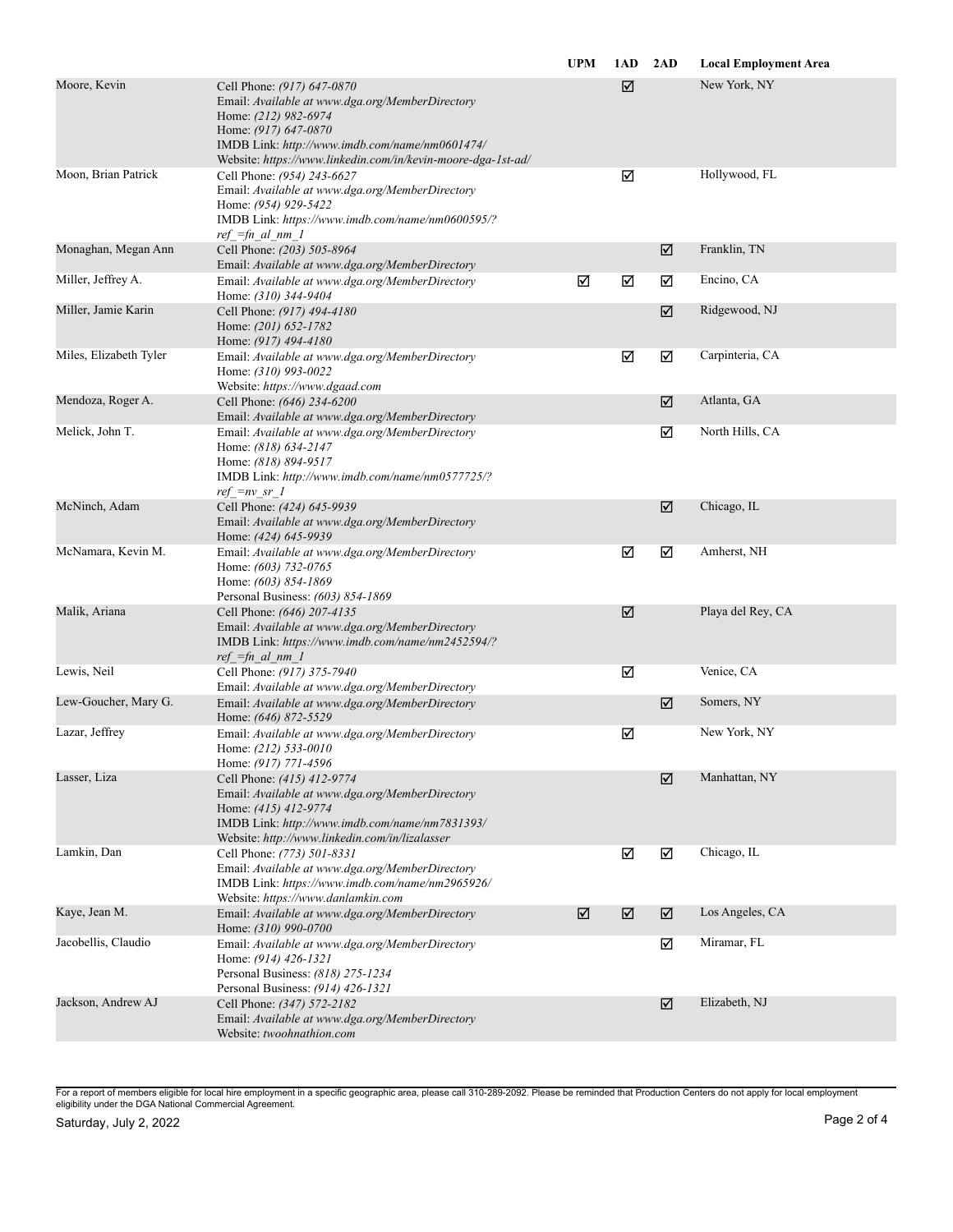| | | UPM | 1AD | 2AD | Local Employment Area |
|---|---|---|---|---|---|
| Moore, Kevin | Cell Phone: *(917) 647-0870*<br>Email: *Available at www.dga.org/MemberDirectory*<br>Home: *(212) 982-6974*<br>Home: *(917) 647-0870*<br>IMDB Link: *http://www.imdb.com/name/nm0601474/*<br>Website: *https://www.linkedin.com/in/kevin-moore-dga-1st-ad/* | | ☑ | | New York, NY |
| Moon, Brian Patrick | Cell Phone: *(954) 243-6627*<br>Email: *Available at www.dga.org/MemberDirectory*<br>Home: *(954) 929-5422*<br>IMDB Link: *https://www.imdb.com/name/nm0600595/?ref_=fn_al_nm_1* | | ☑ | | Hollywood, FL |
| Monaghan, Megan Ann | Cell Phone: *(203) 505-8964*<br>Email: *Available at www.dga.org/MemberDirectory* | | | ☑ | Franklin, TN |
| Miller, Jeffrey A. | Email: *Available at www.dga.org/MemberDirectory*<br>Home: *(310) 344-9404* | ☑ | ☑ | ☑ | Encino, CA |
| Miller, Jamie Karin | Cell Phone: *(917) 494-4180*<br>Home: *(201) 652-1782*<br>Home: *(917) 494-4180* | | | ☑ | Ridgewood, NJ |
| Miles, Elizabeth Tyler | Email: *Available at www.dga.org/MemberDirectory*<br>Home: *(310) 993-0022*<br>Website: *https://www.dgaad.com* | | ☑ | ☑ | Carpinteria, CA |
| Mendoza, Roger A. | Cell Phone: *(646) 234-6200*<br>Email: *Available at www.dga.org/MemberDirectory* | | | ☑ | Atlanta, GA |
| Melick, John T. | Email: *Available at www.dga.org/MemberDirectory*<br>Home: *(818) 634-2147*<br>Home: *(818) 894-9517*<br>IMDB Link: *http://www.imdb.com/name/nm0577725/?ref_=nv_sr_1* | | | ☑ | North Hills, CA |
| McNinch, Adam | Cell Phone: *(424) 645-9939*<br>Email: *Available at www.dga.org/MemberDirectory*<br>Home: *(424) 645-9939* | | | ☑ | Chicago, IL |
| McNamara, Kevin M. | Email: *Available at www.dga.org/MemberDirectory*<br>Home: *(603) 732-0765*<br>Home: *(603) 854-1869*<br>Personal Business: *(603) 854-1869* | | ☑ | ☑ | Amherst, NH |
| Malik, Ariana | Cell Phone: *(646) 207-4135*<br>Email: *Available at www.dga.org/MemberDirectory*<br>IMDB Link: *https://www.imdb.com/name/nm2452594/?ref_=fn_al_nm_1* | | ☑ | | Playa del Rey, CA |
| Lewis, Neil | Cell Phone: *(917) 375-7940*<br>Email: *Available at www.dga.org/MemberDirectory* | | ☑ | | Venice, CA |
| Lew-Goucher, Mary G. | Email: *Available at www.dga.org/MemberDirectory*<br>Home: *(646) 872-5529* | | | ☑ | Somers, NY |
| Lazar, Jeffrey | Email: *Available at www.dga.org/MemberDirectory*<br>Home: *(212) 533-0010*<br>Home: *(917) 771-4596* | | ☑ | | New York, NY |
| Lasser, Liza | Cell Phone: *(415) 412-9774*<br>Email: *Available at www.dga.org/MemberDirectory*<br>Home: *(415) 412-9774*<br>IMDB Link: *http://www.imdb.com/name/nm7831393/*<br>Website: *http://www.linkedin.com/in/lizalasser* | | | ☑ | Manhattan, NY |
| Lamkin, Dan | Cell Phone: *(773) 501-8331*<br>Email: *Available at www.dga.org/MemberDirectory*<br>IMDB Link: *https://www.imdb.com/name/nm2965926/*<br>Website: *https://www.danlamkin.com* | | ☑ | ☑ | Chicago, IL |
| Kaye, Jean M. | Email: *Available at www.dga.org/MemberDirectory*<br>Home: *(310) 990-0700* | ☑ | ☑ | ☑ | Los Angeles, CA |
| Jacobellis, Claudio | Email: *Available at www.dga.org/MemberDirectory*<br>Home: *(914) 426-1321*<br>Personal Business: *(818) 275-1234*<br>Personal Business: *(914) 426-1321* | | | ☑ | Miramar, FL |
| Jackson, Andrew AJ | Cell Phone: *(347) 572-2182*<br>Email: *Available at www.dga.org/MemberDirectory*<br>Website: *twoohnathion.com* | | | ☑ | Elizabeth, NJ |

For a report of members eligible for local hire employment in a specific geographic area, please call 310-289-2092. Please be reminded that Production Centers do not apply for local employment eligibility under the DGA National Commercial Agreement.

Saturday, July 2, 2022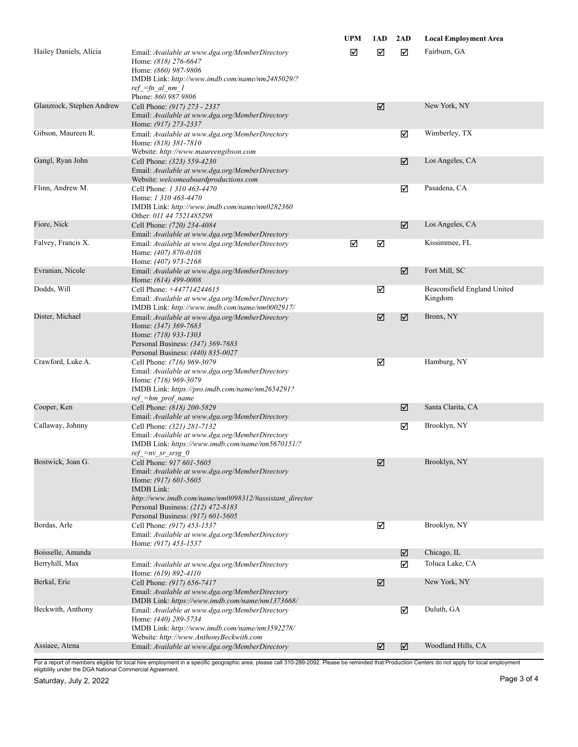| | | UPM | 1AD | 2AD | Local Employment Area |
|---|---|---|---|---|---|
| Hailey Daniels, Alicia | Email: *Available at www.dga.org/MemberDirectory*<br>Home: *(818) 276-6647*<br>Home: *(860) 987-9806*<br>IMDB Link: *http://www.imdb.com/name/nm2485029/?ref_=fn_al_nm_1*<br>Phone: *860.987.9806* | ☑ | ☑ | ☑ | Fairburn, GA |
| Glanzrock, Stephen Andrew | Cell Phone: *(917) 273 - 2337*<br>Email: *Available at www.dga.org/MemberDirectory*<br>Home: *(917) 273-2337* | | ☑ | | New York, NY |
| Gibson, Maureen R. | Email: *Available at www.dga.org/MemberDirectory*<br>Home: *(818) 381-7810*<br>Website: *http://www.maureengibson.com* | | | ☑ | Wimberley, TX |
| Gangl, Ryan John | Cell Phone: *(323) 559-4230*<br>Email: *Available at www.dga.org/MemberDirectory*<br>Website: *welcomeaboardproductions.com* | | | ☑ | Los Angeles, CA |
| Flinn, Andrew M. | Cell Phone: *1 310 463-4470*<br>Home: *1 310 463-4470*<br>IMDB Link: *http://www.imdb.com/name/nm0282360*<br>Other: *011 44 7521485298* | | | ☑ | Pasadena, CA |
| Fiore, Nick | Cell Phone: *(720) 234-4084*<br>Email: *Available at www.dga.org/MemberDirectory* | | | ☑ | Los Angeles, CA |
| Falvey, Francis X. | Email: *Available at www.dga.org/MemberDirectory*<br>Home: *(407) 870-0108*<br>Home: *(407) 973-2168* | ☑ | ☑ | | Kissimmee, FL |
| Evranian, Nicole | Email: *Available at www.dga.org/MemberDirectory*<br>Home: *(614) 499-0008* | | | ☑ | Fort Mill, SC |
| Dodds, Will | Cell Phone: *+447714244615*<br>Email: *Available at www.dga.org/MemberDirectory*<br>IMDB Link: *http://www.imdb.com/name/nm0002917/* | | ☑ | | Beaconsfield England United Kingdom |
| Dister, Michael | Email: *Available at www.dga.org/MemberDirectory*<br>Home: *(347) 369-7683*<br>Home: *(718) 933-1303*<br>Personal Business: *(347) 369-7683*<br>Personal Business: *(440) 835-0027* | | ☑ | ☑ | Bronx, NY |
| Crawford, Luke A. | Cell Phone: *(716) 969-3079*<br>Email: *Available at www.dga.org/MemberDirectory*<br>Home: *(716) 969-3079*<br>IMDB Link: *https://pro.imdb.com/name/nm2654291?ref_=hm_prof_name* | | ☑ | | Hamburg, NY |
| Cooper, Ken | Cell Phone: *(818) 200-5829*<br>Email: *Available at www.dga.org/MemberDirectory* | | | ☑ | Santa Clarita, CA |
| Callaway, Johnny | Cell Phone: *(321) 281-7132*<br>Email: *Available at www.dga.org/MemberDirectory*<br>IMDB Link: *https://www.imdb.com/name/nm5670151/?ref_=nv_sr_srsg_0* | | | ☑ | Brooklyn, NY |
| Bostwick, Joan G. | Cell Phone: *917 601-5605*<br>Email: *Available at www.dga.org/MemberDirectory*<br>Home: *(917) 601-5605*<br>IMDB Link: *http://www.imdb.com/name/nm0098312/#assistant_director*<br>Personal Business: *(212) 472-8183*<br>Personal Business: *(917) 601-5605* | | ☑ | | Brooklyn, NY |
| Bordas, Arle | Cell Phone: *(917) 453-1537*<br>Email: *Available at www.dga.org/MemberDirectory*<br>Home: *(917) 453-1537* | | ☑ | | Brooklyn, NY |
| Boisselle, Amanda | | | | ☑ | Chicago, IL |
| Berryhill, Max | Email: *Available at www.dga.org/MemberDirectory*<br>Home: *(619) 892-4110* | | | ☑ | Toluca Lake, CA |
| Berkal, Eric | Cell Phone: *(917) 656-7417*<br>Email: *Available at www.dga.org/MemberDirectory*<br>IMDB Link: *https://www.imdb.com/name/nm1373668/* | | ☑ | | New York, NY |
| Beckwith, Anthony | Email: *Available at www.dga.org/MemberDirectory*<br>Home: *(440) 289-5734*<br>IMDB Link: *http://www.imdb.com/name/nm3592278/*<br>Website: *http://www.AnthonyBeckwith.com* | | | ☑ | Duluth, GA |
| Assiaee, Atena | Email: *Available at www.dga.org/MemberDirectory* | | ☑ | ☑ | Woodland Hills, CA |

For a report of members eligible for local hire employment in a specific geographic area, please call 310-289-2092. Please be reminded that Production Centers do not apply for local employment eligibility under the DGA National Commercial Agreement.

Saturday, July 2, 2022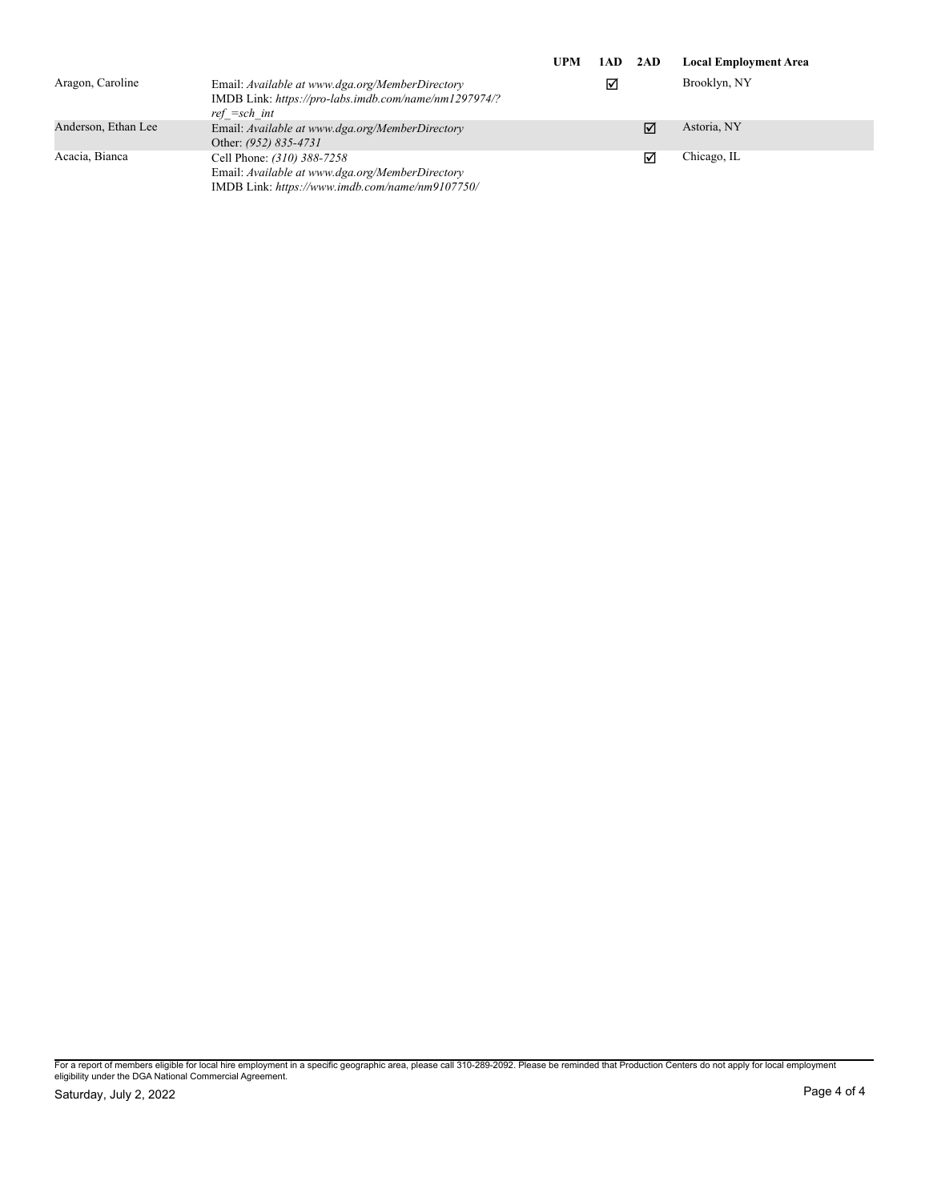| | | UPM | 1AD | 2AD | Local Employment Area |
|---|---|---|---|---|---|
| Aragon, Caroline | Email: *Available at www.dga.org/MemberDirectory*<br>IMDB Link: *https://pro-labs.imdb.com/name/nm1297974/?ref_=sch_int* | | ☑ | | Brooklyn, NY |
| Anderson, Ethan Lee | Email: *Available at www.dga.org/MemberDirectory*<br>Other: *(952) 835-4731* | | | ☑ | Astoria, NY |
| Acacia, Bianca | Cell Phone: *(310) 388-7258*<br>Email: *Available at www.dga.org/MemberDirectory*<br>IMDB Link: *https://www.imdb.com/name/nm9107750/* | | | ☑ | Chicago, IL |

For a report of members eligible for local hire employment in a specific geographic area, please call 310-289-2092. Please be reminded that Production Centers do not apply for local employment eligibility under the DGA National Commercial Agreement.

Saturday, July 2, 2022